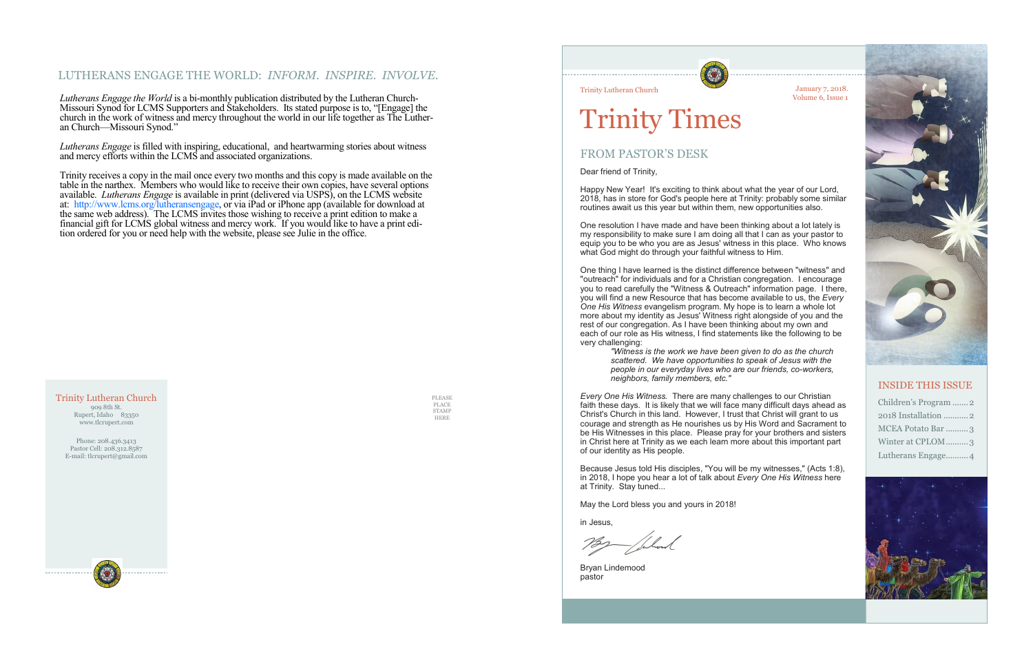## LUTHERANS ENGAGE THE WORLD: *INFORM. INSPIRE. INVOLVE.*

*Lutherans Engage the World* is a bi-monthly publication distributed by the Lutheran Church-Missouri Synod for LCMS Supporters and Stakeholders. Its stated purpose is to, "[Engage] the church in the work of witness and mercy throughout the world in our life together as The Lutheran Church—Missouri Synod."

*Lutherans Engage* is filled with inspiring, educational, and heartwarming stories about witness and mercy efforts within the LCMS and associated organizations.

Trinity receives a copy in the mail once every two months and this copy is made available on the table in the narthex. Members who would like to receive their own copies, have several options available. *Lutherans Engage* is available in print (delivered via USPS), on the LCMS website at: http://www.lcms.org/lutheransengage, or via iPad or iPhone app (available for download at the same web address). The LCMS invites those wishing to receive a print edition to make a financial gift for LCMS global witness and mercy work. If you would like to have a print edition ordered for you or need help with the website, please see Julie in the office.

Trinity Lutheran Church
909 8th St.
Rupert, Idaho 83350
www.tlcrupert.com

Phone: 208.436.3413
Pastor Cell: 208.312.8587
E-mail: tlcrupert@gmail.com

PLEASE PLACE STAMP HERE

Trinity Lutheran Church

January 7, 2018.
Volume 6, Issue 1

# Trinity Times

## FROM PASTOR'S DESK

Dear friend of Trinity,

Happy New Year! It's exciting to think about what the year of our Lord, 2018, has in store for God's people here at Trinity: probably some similar routines await us this year but within them, new opportunities also.

One resolution I have made and have been thinking about a lot lately is my responsibility to make sure I am doing all that I can as your pastor to equip you to be who you are as Jesus' witness in this place. Who knows what God might do through your faithful witness to Him.

One thing I have learned is the distinct difference between "witness" and "outreach" for individuals and for a Christian congregation. I encourage you to read carefully the "Witness & Outreach" information page. I there, you will find a new Resource that has become available to us, the *Every One His Witness* evangelism program. My hope is to learn a whole lot more about my identity as Jesus' Witness right alongside of you and the rest of our congregation. As I have been thinking about my own and each of our role as His witness, I find statements like the following to be very challenging:

> *"Witness is the work we have been given to do as the church scattered. We have opportunities to speak of Jesus with the people in our everyday lives who are our friends, co-workers, neighbors, family members, etc."*

*Every One His Witness.* There are many challenges to our Christian faith these days. It is likely that we will face many difficult days ahead as Christ's Church in this land. However, I trust that Christ will grant to us courage and strength as He nourishes us by His Word and Sacrament to be His Witnesses in this place. Please pray for your brothers and sisters in Christ here at Trinity as we each learn more about this important part of our identity as His people.

Because Jesus told His disciples, "You will be my witnesses," (Acts 1:8), in 2018, I hope you hear a lot of talk about *Every One His Witness* here at Trinity. Stay tuned...

May the Lord bless you and yours in 2018!

in Jesus,

Bryan Lindemood
pastor

## INSIDE THIS ISSUE

- Children's Program ....... 2
- 2018 Installation ........... 2
- MCEA Potato Bar .......... 3
- Winter at CPLOM .......... 3
- Lutherans Engage .......... 4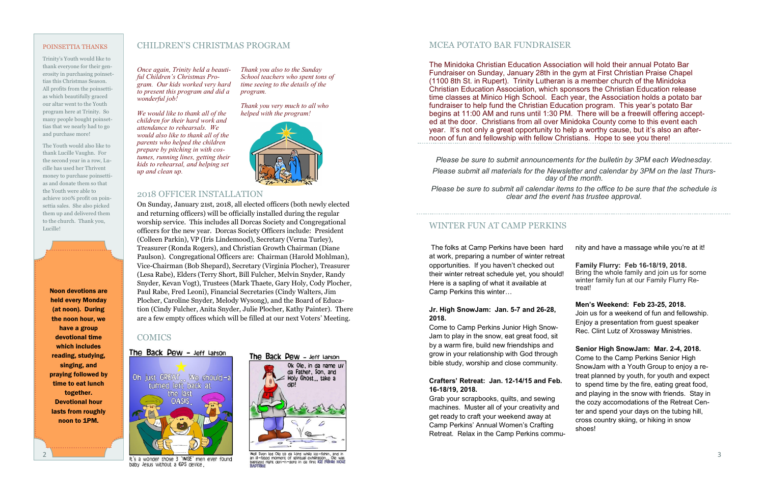## POINSETTIA THANKS

Trinity's Youth would like to thank everyone for their generosity in purchasing poinsettias this Christmas Season. All profits from the poinsettias which beautifully graced our altar went to the Youth program here at Trinity. So many people bought poinsettias that we nearly had to go and purchase more!

The Youth would also like to thank Lucille Vaughn. For the second year in a row, Lucille has used her Thrivent money to purchase poinsettias and donate them so that the Youth were able to achieve 100% profit on poinsettia sales. She also picked them up and delivered them to the church. Thank you, Lucille!

**Noon devotions are held every Monday (at noon). During the noon hour, we have a group devotional time which includes reading, studying, singing, and praying followed by time to eat lunch together. Devotional hour lasts from roughly noon to 1PM.**

## CHILDREN'S CHRISTMAS PROGRAM

*Once again, Trinity held a beautiful Children's Christmas Program. Our kids worked very hard to present this program and did a wonderful job!*

*We would like to thank all of the children for their hard work and attendance to rehearsals. We would also like to thank all of the parents who helped the children prepare by pitching in with costumes, running lines, getting their kids to rehearsal, and helping set up and clean up.*

*Thank you also to the Sunday School teachers who spent tons of time seeing to the details of the program.*

*Thank you very much to all who helped with the program!*

## 2018 OFFICER INSTALLATION

On Sunday, January 21st, 2018, all elected officers (both newly elected and returning officers) will be officially installed during the regular worship service. This includes all Dorcas Society and Congregational officers for the new year. Dorcas Society Officers include: President (Colleen Parkin), VP (Iris Lindemood), Secretary (Verna Turley), Treasurer (Ronda Rogers), and Christian Growth Chairman (Diane Paulson). Congregational Officers are: Chairman (Harold Mohlman), Vice-Chairman (Bob Shepard), Secretary (Virginia Plocher), Treasurer (Lesa Rabe), Elders (Terry Short, Bill Fulcher, Melvin Snyder, Randy Snyder, Kevan Vogt), Trustees (Mark Thaete, Gary Holy, Cody Plocher, Paul Rabe, Fred Leoni), Financial Secretaries (Cindy Walters, Jim Plocher, Caroline Snyder, Melody Wysong), and the Board of Education (Cindy Fulcher, Anita Snyder, Julie Plocher, Kathy Painter). There are a few empty offices which will be filled at our next Voters' Meeting.

## COMICS

The Back Pew - Jeff Larson

Oh just GREAT.. We should-a turned left back at the last OASIS.

It's a wonder those 3 "WISE" men ever found baby Jesus without a GPS device.

The Back Pew - Jeff Larson

Ok Ole, in da name uv da Father, Son, and Holy Ghost.. take a dip!

Well Sven led Ole to da Lord while ice-fishin, and in an ill-fated moment of spiritual exhilaration.. Ole was baptized right den-n-dere in da first ICE FISHIN HOLE BAPTISM!

## MCEA POTATO BAR FUNDRAISER

The Minidoka Christian Education Association will hold their annual Potato Bar Fundraiser on Sunday, January 28th in the gym at First Christian Praise Chapel (1100 8th St. in Rupert). Trinity Lutheran is a member church of the Minidoka Christian Education Association, which sponsors the Christian Education release time classes at Minico High School. Each year, the Association holds a potato bar fundraiser to help fund the Christian Education program. This year's potato Bar begins at 11:00 AM and runs until 1:30 PM. There will be a freewill offering accepted at the door. Christians from all over Minidoka County come to this event each year. It's not only a great opportunity to help a worthy cause, but it's also an afternoon of fun and fellowship with fellow Christians. Hope to see you there!

*Please be sure to submit announcements for the bulletin by 3PM each Wednesday.*

*Please submit all materials for the Newsletter and calendar by 3PM on the last Thursday of the month.*

*Please be sure to submit all calendar items to the office to be sure that the schedule is clear and the event has trustee approval.*

## WINTER FUN AT CAMP PERKINS

The folks at Camp Perkins have been hard at work, preparing a number of winter retreat opportunities. If you haven't checked out their winter retreat schedule yet, you should! Here is a sapling of what it available at Camp Perkins this winter…

**Jr. High SnowJam: Jan. 5-7 and 26-28, 2018.**

Come to Camp Perkins Junior High SnowJam to play in the snow, eat great food, sit by a warm fire, build new friendships and grow in your relationship with God through bible study, worship and close community.

**Crafters' Retreat: Jan. 12-14/15 and Feb. 16-18/19, 2018.**

Grab your scrapbooks, quilts, and sewing machines. Muster all of your creativity and get ready to craft your weekend away at Camp Perkins' Annual Women's Crafting Retreat. Relax in the Camp Perkins community and have a massage while you're at it!

**Family Flurry: Feb 16-18/19, 2018.**

Bring the whole family and join us for some winter family fun at our Family Flurry Retreat!

**Men's Weekend: Feb 23-25, 2018.**

Join us for a weekend of fun and fellowship. Enjoy a presentation from guest speaker Rec. Clint Lutz of Xrossway Ministries.

**Senior High SnowJam: Mar. 2-4, 2018.**

Come to the Camp Perkins Senior High SnowJam with a Youth Group to enjoy a retreat planned by youth, for youth and expect to spend time by the fire, eating great food, and playing in the snow with friends. Stay in the cozy accomodations of the Retreat Center and spend your days on the tubing hill, cross country skiing, or hiking in snow shoes!